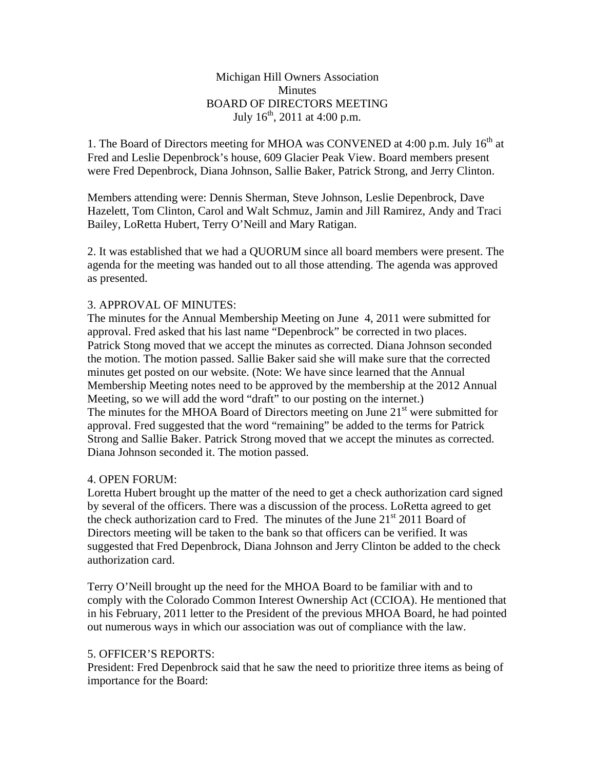Michigan Hill Owners Association
Minutes
BOARD OF DIRECTORS MEETING
July 16th, 2011 at 4:00 p.m.

1. The Board of Directors meeting for MHOA was CONVENED at 4:00 p.m. July 16th at Fred and Leslie Depenbrock's house, 609 Glacier Peak View. Board members present were Fred Depenbrock, Diana Johnson, Sallie Baker, Patrick Strong, and Jerry Clinton.

Members attending were: Dennis Sherman, Steve Johnson, Leslie Depenbrock, Dave Hazelett, Tom Clinton, Carol and Walt Schmuz, Jamin and Jill Ramirez, Andy and Traci Bailey, LoRetta Hubert, Terry O'Neill and Mary Ratigan.

2. It was established that we had a QUORUM since all board members were present. The agenda for the meeting was handed out to all those attending. The agenda was approved as presented.

3. APPROVAL OF MINUTES:
The minutes for the Annual Membership Meeting on June 4, 2011 were submitted for approval. Fred asked that his last name "Depenbrock" be corrected in two places. Patrick Stong moved that we accept the minutes as corrected. Diana Johnson seconded the motion. The motion passed. Sallie Baker said she will make sure that the corrected minutes get posted on our website. (Note: We have since learned that the Annual Membership Meeting notes need to be approved by the membership at the 2012 Annual Meeting, so we will add the word "draft" to our posting on the internet.)
The minutes for the MHOA Board of Directors meeting on June 21st were submitted for approval. Fred suggested that the word "remaining" be added to the terms for Patrick Strong and Sallie Baker. Patrick Strong moved that we accept the minutes as corrected. Diana Johnson seconded it. The motion passed.

4. OPEN FORUM:
Loretta Hubert brought up the matter of the need to get a check authorization card signed by several of the officers. There was a discussion of the process. LoRetta agreed to get the check authorization card to Fred. The minutes of the June 21st 2011 Board of Directors meeting will be taken to the bank so that officers can be verified. It was suggested that Fred Depenbrock, Diana Johnson and Jerry Clinton be added to the check authorization card.

Terry O'Neill brought up the need for the MHOA Board to be familiar with and to comply with the Colorado Common Interest Ownership Act (CCIOA). He mentioned that in his February, 2011 letter to the President of the previous MHOA Board, he had pointed out numerous ways in which our association was out of compliance with the law.

5. OFFICER'S REPORTS:
President: Fred Depenbrock said that he saw the need to prioritize three items as being of importance for the Board: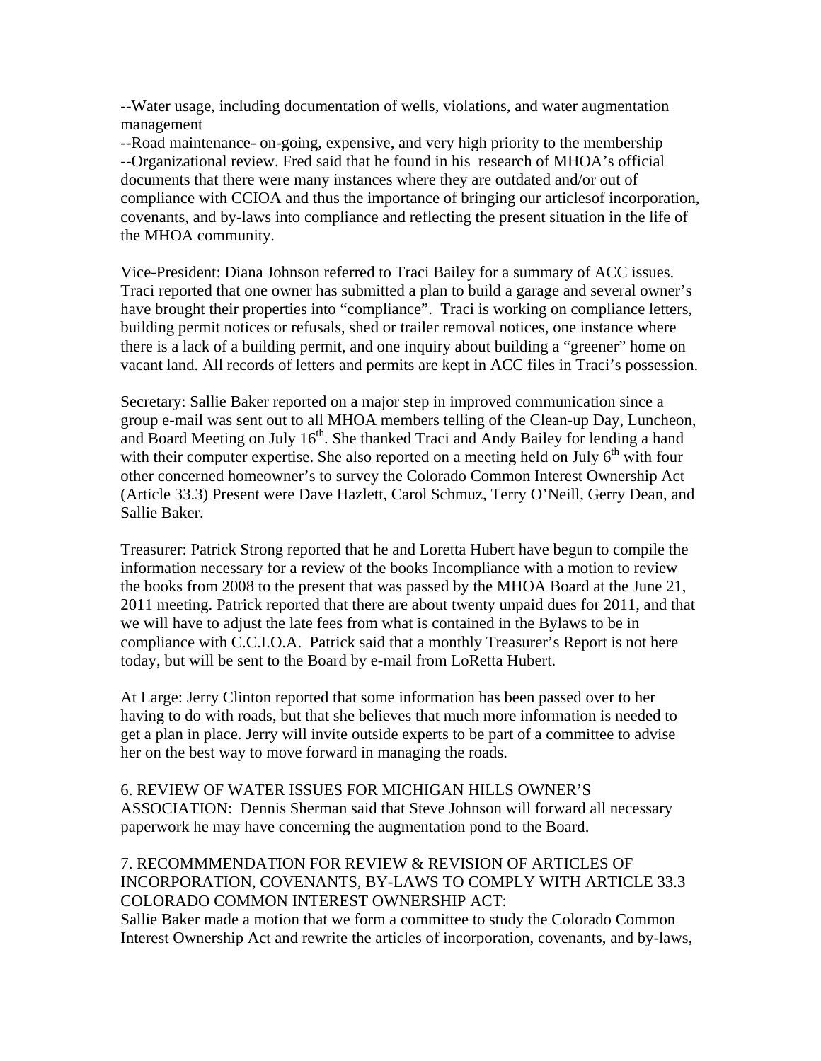--Water usage, including documentation of wells, violations, and water augmentation management

--Road maintenance- on-going, expensive, and very high priority to the membership

--Organizational review. Fred said that he found in his research of MHOA's official documents that there were many instances where they are outdated and/or out of compliance with CCIOA and thus the importance of bringing our articlesof incorporation, covenants, and by-laws into compliance and reflecting the present situation in the life of the MHOA community.

Vice-President: Diana Johnson referred to Traci Bailey for a summary of ACC issues. Traci reported that one owner has submitted a plan to build a garage and several owner's have brought their properties into "compliance". Traci is working on compliance letters, building permit notices or refusals, shed or trailer removal notices, one instance where there is a lack of a building permit, and one inquiry about building a "greener" home on vacant land. All records of letters and permits are kept in ACC files in Traci's possession.

Secretary: Sallie Baker reported on a major step in improved communication since a group e-mail was sent out to all MHOA members telling of the Clean-up Day, Luncheon, and Board Meeting on July 16th. She thanked Traci and Andy Bailey for lending a hand with their computer expertise. She also reported on a meeting held on July 6th with four other concerned homeowner's to survey the Colorado Common Interest Ownership Act (Article 33.3) Present were Dave Hazlett, Carol Schmuz, Terry O'Neill, Gerry Dean, and Sallie Baker.

Treasurer: Patrick Strong reported that he and Loretta Hubert have begun to compile the information necessary for a review of the books Incompliance with a motion to review the books from 2008 to the present that was passed by the MHOA Board at the June 21, 2011 meeting. Patrick reported that there are about twenty unpaid dues for 2011, and that we will have to adjust the late fees from what is contained in the Bylaws to be in compliance with C.C.I.O.A. Patrick said that a monthly Treasurer's Report is not here today, but will be sent to the Board by e-mail from LoRetta Hubert.

At Large: Jerry Clinton reported that some information has been passed over to her having to do with roads, but that she believes that much more information is needed to get a plan in place. Jerry will invite outside experts to be part of a committee to advise her on the best way to move forward in managing the roads.

6. REVIEW OF WATER ISSUES FOR MICHIGAN HILLS OWNER'S ASSOCIATION: Dennis Sherman said that Steve Johnson will forward all necessary paperwork he may have concerning the augmentation pond to the Board.

7. RECOMMMENDATION FOR REVIEW & REVISION OF ARTICLES OF INCORPORATION, COVENANTS, BY-LAWS TO COMPLY WITH ARTICLE 33.3 COLORADO COMMON INTEREST OWNERSHIP ACT:

Sallie Baker made a motion that we form a committee to study the Colorado Common Interest Ownership Act and rewrite the articles of incorporation, covenants, and by-laws,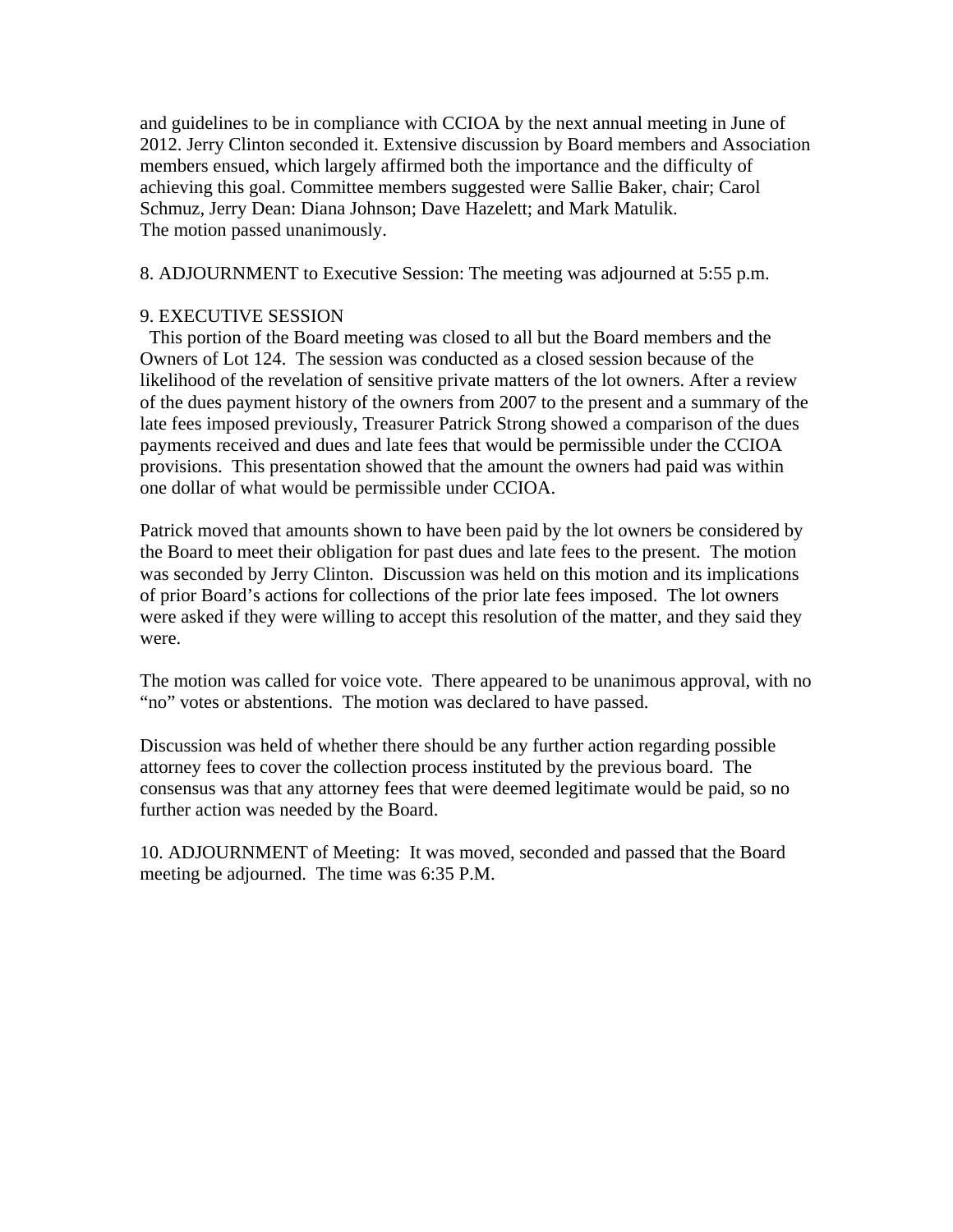and guidelines to be in compliance with CCIOA by the next annual meeting in June of 2012. Jerry Clinton seconded it. Extensive discussion by Board members and Association members ensued, which largely affirmed both the importance and the difficulty of achieving this goal. Committee members suggested were Sallie Baker, chair; Carol Schmuz, Jerry Dean: Diana Johnson; Dave Hazelett; and Mark Matulik.
The motion passed unanimously.

8. ADJOURNMENT to Executive Session: The meeting was adjourned at 5:55 p.m.

9. EXECUTIVE SESSION

This portion of the Board meeting was closed to all but the Board members and the Owners of Lot 124. The session was conducted as a closed session because of the likelihood of the revelation of sensitive private matters of the lot owners. After a review of the dues payment history of the owners from 2007 to the present and a summary of the late fees imposed previously, Treasurer Patrick Strong showed a comparison of the dues payments received and dues and late fees that would be permissible under the CCIOA provisions. This presentation showed that the amount the owners had paid was within one dollar of what would be permissible under CCIOA.

Patrick moved that amounts shown to have been paid by the lot owners be considered by the Board to meet their obligation for past dues and late fees to the present. The motion was seconded by Jerry Clinton. Discussion was held on this motion and its implications of prior Board's actions for collections of the prior late fees imposed. The lot owners were asked if they were willing to accept this resolution of the matter, and they said they were.

The motion was called for voice vote. There appeared to be unanimous approval, with no "no" votes or abstentions. The motion was declared to have passed.

Discussion was held of whether there should be any further action regarding possible attorney fees to cover the collection process instituted by the previous board. The consensus was that any attorney fees that were deemed legitimate would be paid, so no further action was needed by the Board.

10. ADJOURNMENT of Meeting: It was moved, seconded and passed that the Board meeting be adjourned. The time was 6:35 P.M.